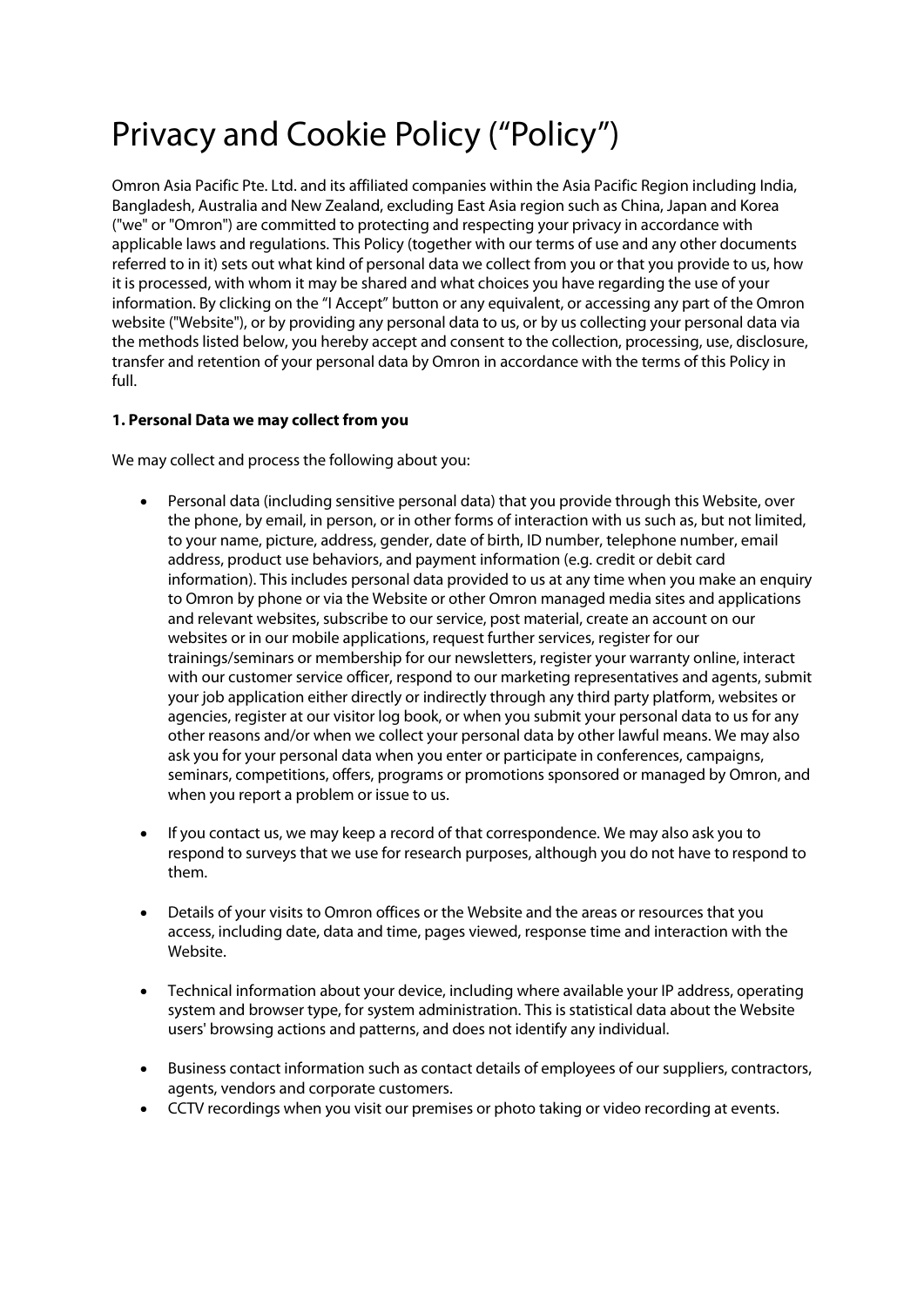# Privacy and Cookie Policy (“Policy”)

Omron Asia Pacific Pte. Ltd. and its affiliated companies within the Asia Pacific Region including India, Bangladesh, Australia and New Zealand, excluding East Asia region such as China, Japan and Korea ("we" or "Omron") are committed to protecting and respecting your privacy in accordance with applicable laws and regulations. This Policy (together with our terms of use and any other documents referred to in it) sets out what kind of personal data we collect from you or that you provide to us, how it is processed, with whom it may be shared and what choices you have regarding the use of your information. By clicking on the “I Accept” button or any equivalent, or accessing any part of the Omron website ("Website"), or by providing any personal data to us, or by us collecting your personal data via the methods listed below, you hereby accept and consent to the collection, processing, use, disclosure, transfer and retention of your personal data by Omron in accordance with the terms of this Policy in full.

**1. Personal Data we may collect from you**

We may collect and process the following about you:

- Personal data (including sensitive personal data) that you provide through this Website, over the phone, by email, in person, or in other forms of interaction with us such as, but not limited, to your name, picture, address, gender, date of birth, ID number, telephone number, email address, product use behaviors, and payment information (e.g. credit or debit card information). This includes personal data provided to us at any time when you make an enquiry to Omron by phone or via the Website or other Omron managed media sites and applications and relevant websites, subscribe to our service, post material, create an account on our websites or in our mobile applications, request further services, register for our trainings/seminars or membership for our newsletters, register your warranty online, interact with our customer service officer, respond to our marketing representatives and agents, submit your job application either directly or indirectly through any third party platform, websites or agencies, register at our visitor log book, or when you submit your personal data to us for any other reasons and/or when we collect your personal data by other lawful means. We may also ask you for your personal data when you enter or participate in conferences, campaigns, seminars, competitions, offers, programs or promotions sponsored or managed by Omron, and when you report a problem or issue to us.

- If you contact us, we may keep a record of that correspondence. We may also ask you to respond to surveys that we use for research purposes, although you do not have to respond to them.

- Details of your visits to Omron offices or the Website and the areas or resources that you access, including date, data and time, pages viewed, response time and interaction with the Website.

- Technical information about your device, including where available your IP address, operating system and browser type, for system administration. This is statistical data about the Website users' browsing actions and patterns, and does not identify any individual.

- Business contact information such as contact details of employees of our suppliers, contractors, agents, vendors and corporate customers.
- CCTV recordings when you visit our premises or photo taking or video recording at events.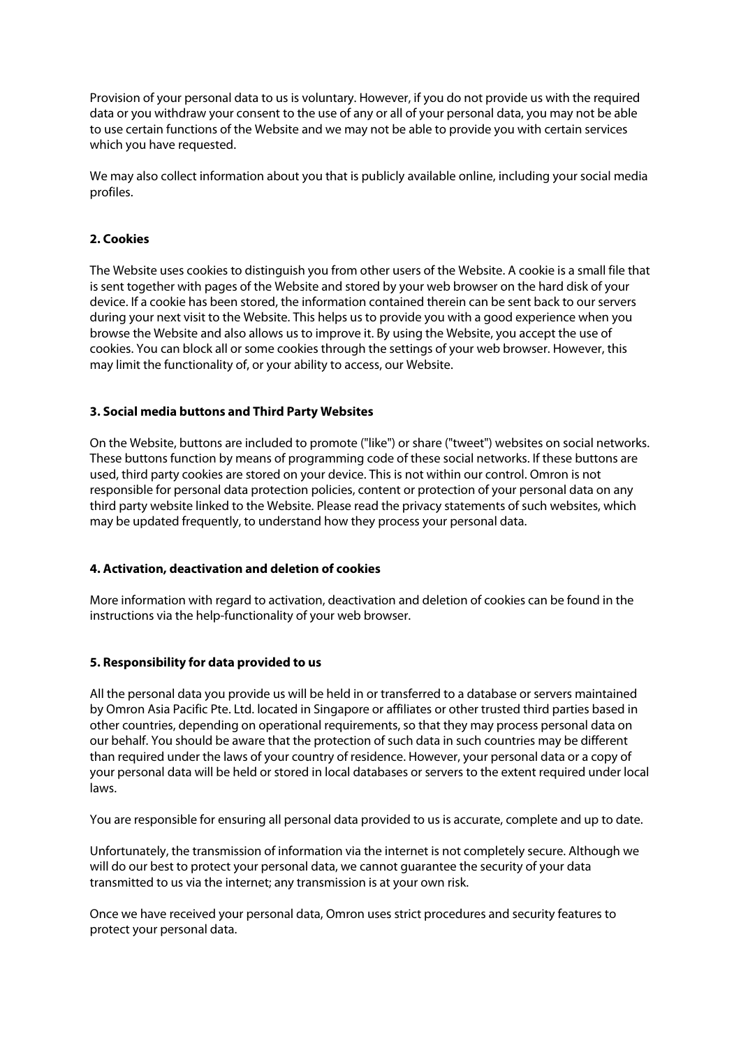Provision of your personal data to us is voluntary. However, if you do not provide us with the required data or you withdraw your consent to the use of any or all of your personal data, you may not be able to use certain functions of the Website and we may not be able to provide you with certain services which you have requested.

We may also collect information about you that is publicly available online, including your social media profiles.

### 2. Cookies

The Website uses cookies to distinguish you from other users of the Website. A cookie is a small file that is sent together with pages of the Website and stored by your web browser on the hard disk of your device. If a cookie has been stored, the information contained therein can be sent back to our servers during your next visit to the Website. This helps us to provide you with a good experience when you browse the Website and also allows us to improve it. By using the Website, you accept the use of cookies. You can block all or some cookies through the settings of your web browser. However, this may limit the functionality of, or your ability to access, our Website.

### 3. Social media buttons and Third Party Websites

On the Website, buttons are included to promote ("like") or share ("tweet") websites on social networks. These buttons function by means of programming code of these social networks. If these buttons are used, third party cookies are stored on your device. This is not within our control. Omron is not responsible for personal data protection policies, content or protection of your personal data on any third party website linked to the Website. Please read the privacy statements of such websites, which may be updated frequently, to understand how they process your personal data.

### 4. Activation, deactivation and deletion of cookies

More information with regard to activation, deactivation and deletion of cookies can be found in the instructions via the help-functionality of your web browser.

### 5. Responsibility for data provided to us

All the personal data you provide us will be held in or transferred to a database or servers maintained by Omron Asia Pacific Pte. Ltd. located in Singapore or affiliates or other trusted third parties based in other countries, depending on operational requirements, so that they may process personal data on our behalf. You should be aware that the protection of such data in such countries may be different than required under the laws of your country of residence. However, your personal data or a copy of your personal data will be held or stored in local databases or servers to the extent required under local laws.

You are responsible for ensuring all personal data provided to us is accurate, complete and up to date.

Unfortunately, the transmission of information via the internet is not completely secure. Although we will do our best to protect your personal data, we cannot guarantee the security of your data transmitted to us via the internet; any transmission is at your own risk.

Once we have received your personal data, Omron uses strict procedures and security features to protect your personal data.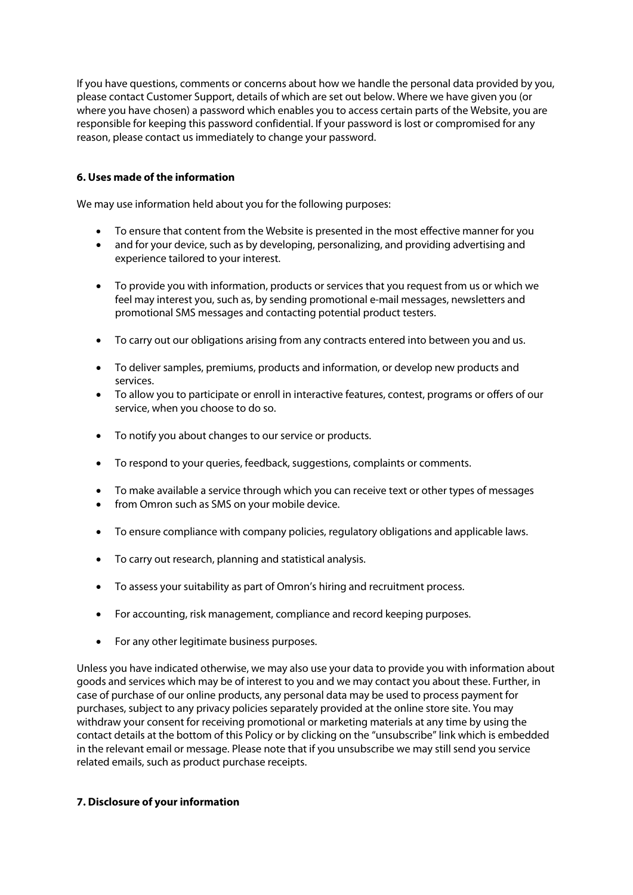If you have questions, comments or concerns about how we handle the personal data provided by you, please contact Customer Support, details of which are set out below. Where we have given you (or where you have chosen) a password which enables you to access certain parts of the Website, you are responsible for keeping this password confidential. If your password is lost or compromised for any reason, please contact us immediately to change your password.

**6. Uses made of the information**

We may use information held about you for the following purposes:

- To ensure that content from the Website is presented in the most effective manner for you
- and for your device, such as by developing, personalizing, and providing advertising and experience tailored to your interest.
- To provide you with information, products or services that you request from us or which we feel may interest you, such as, by sending promotional e-mail messages, newsletters and promotional SMS messages and contacting potential product testers.
- To carry out our obligations arising from any contracts entered into between you and us.
- To deliver samples, premiums, products and information, or develop new products and services.
- To allow you to participate or enroll in interactive features, contest, programs or offers of our service, when you choose to do so.
- To notify you about changes to our service or products.
- To respond to your queries, feedback, suggestions, complaints or comments.
- To make available a service through which you can receive text or other types of messages
- from Omron such as SMS on your mobile device.
- To ensure compliance with company policies, regulatory obligations and applicable laws.
- To carry out research, planning and statistical analysis.
- To assess your suitability as part of Omron's hiring and recruitment process.
- For accounting, risk management, compliance and record keeping purposes.
- For any other legitimate business purposes.

Unless you have indicated otherwise, we may also use your data to provide you with information about goods and services which may be of interest to you and we may contact you about these. Further, in case of purchase of our online products, any personal data may be used to process payment for purchases, subject to any privacy policies separately provided at the online store site. You may withdraw your consent for receiving promotional or marketing materials at any time by using the contact details at the bottom of this Policy or by clicking on the "unsubscribe" link which is embedded in the relevant email or message. Please note that if you unsubscribe we may still send you service related emails, such as product purchase receipts.

**7. Disclosure of your information**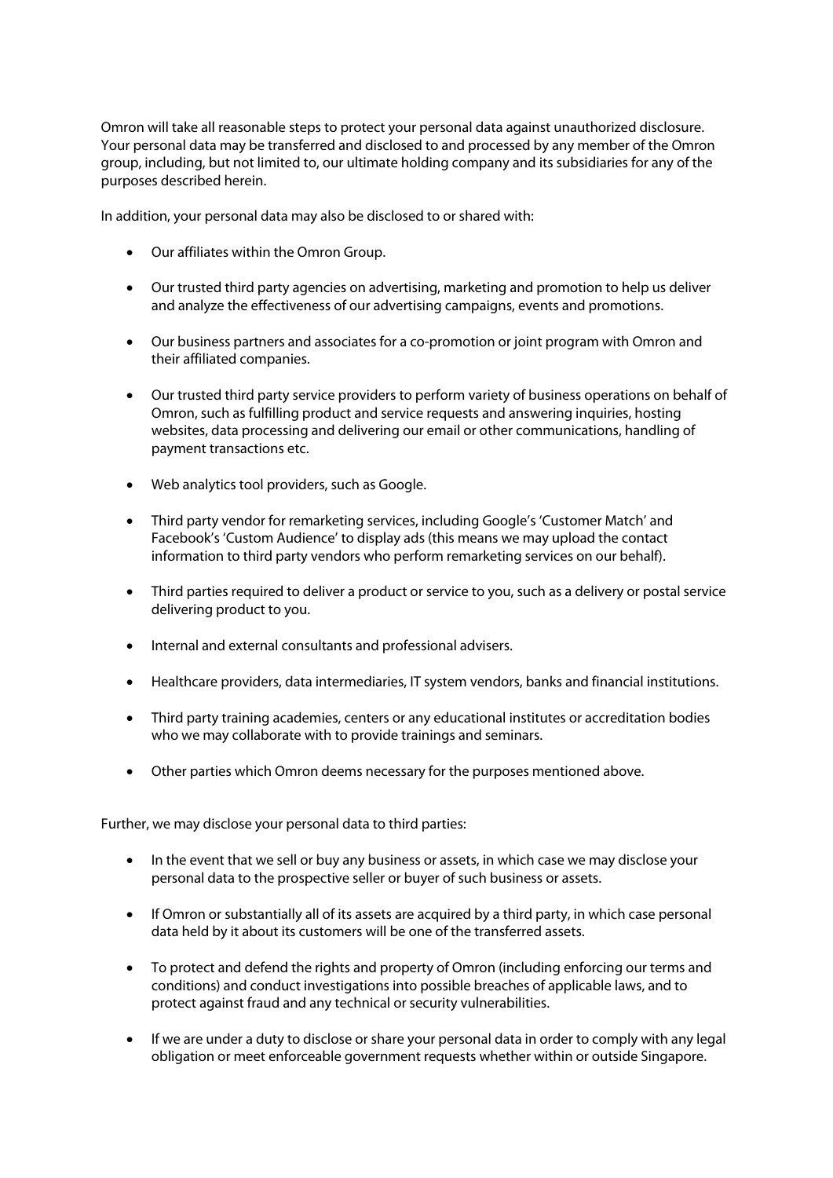Omron will take all reasonable steps to protect your personal data against unauthorized disclosure. Your personal data may be transferred and disclosed to and processed by any member of the Omron group, including, but not limited to, our ultimate holding company and its subsidiaries for any of the purposes described herein.

In addition, your personal data may also be disclosed to or shared with:

- Our affiliates within the Omron Group.
- Our trusted third party agencies on advertising, marketing and promotion to help us deliver and analyze the effectiveness of our advertising campaigns, events and promotions.
- Our business partners and associates for a co-promotion or joint program with Omron and their affiliated companies.
- Our trusted third party service providers to perform variety of business operations on behalf of Omron, such as fulfilling product and service requests and answering inquiries, hosting websites, data processing and delivering our email or other communications, handling of payment transactions etc.
- Web analytics tool providers, such as Google.
- Third party vendor for remarketing services, including Google's 'Customer Match' and Facebook's 'Custom Audience' to display ads (this means we may upload the contact information to third party vendors who perform remarketing services on our behalf).
- Third parties required to deliver a product or service to you, such as a delivery or postal service delivering product to you.
- Internal and external consultants and professional advisers.
- Healthcare providers, data intermediaries, IT system vendors, banks and financial institutions.
- Third party training academies, centers or any educational institutes or accreditation bodies who we may collaborate with to provide trainings and seminars.
- Other parties which Omron deems necessary for the purposes mentioned above.

Further, we may disclose your personal data to third parties:

- In the event that we sell or buy any business or assets, in which case we may disclose your personal data to the prospective seller or buyer of such business or assets.
- If Omron or substantially all of its assets are acquired by a third party, in which case personal data held by it about its customers will be one of the transferred assets.
- To protect and defend the rights and property of Omron (including enforcing our terms and conditions) and conduct investigations into possible breaches of applicable laws, and to protect against fraud and any technical or security vulnerabilities.
- If we are under a duty to disclose or share your personal data in order to comply with any legal obligation or meet enforceable government requests whether within or outside Singapore.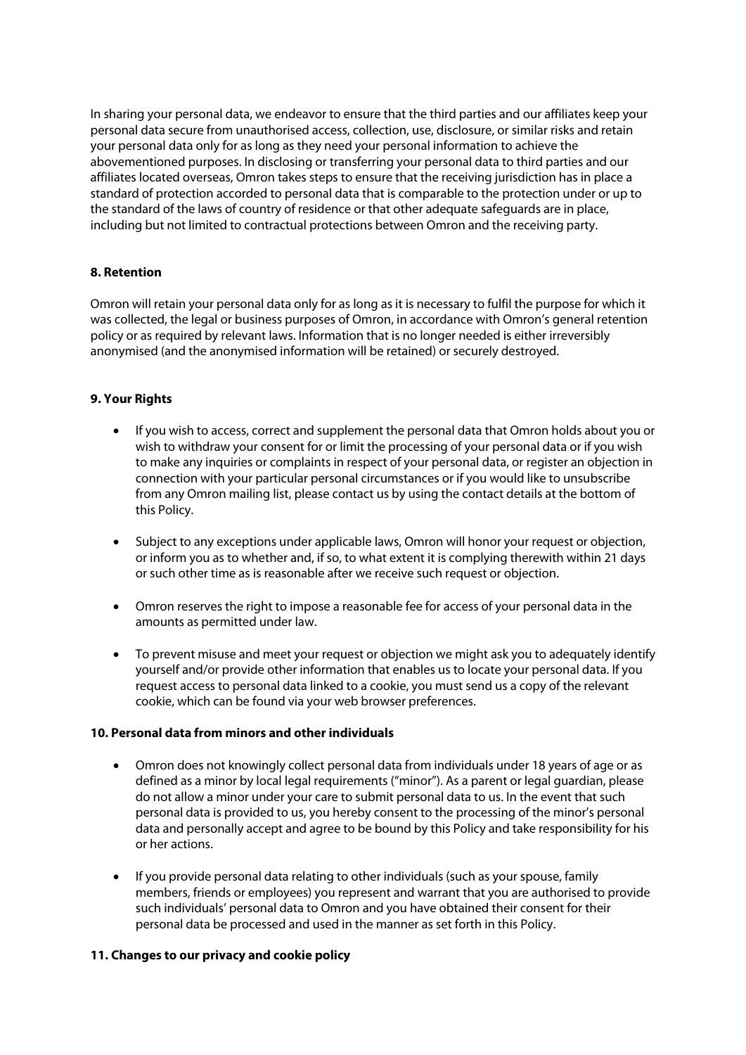In sharing your personal data, we endeavor to ensure that the third parties and our affiliates keep your personal data secure from unauthorised access, collection, use, disclosure, or similar risks and retain your personal data only for as long as they need your personal information to achieve the abovementioned purposes. In disclosing or transferring your personal data to third parties and our affiliates located overseas, Omron takes steps to ensure that the receiving jurisdiction has in place a standard of protection accorded to personal data that is comparable to the protection under or up to the standard of the laws of country of residence or that other adequate safeguards are in place, including but not limited to contractual protections between Omron and the receiving party.

**8. Retention**

Omron will retain your personal data only for as long as it is necessary to fulfil the purpose for which it was collected, the legal or business purposes of Omron, in accordance with Omron's general retention policy or as required by relevant laws. Information that is no longer needed is either irreversibly anonymised (and the anonymised information will be retained) or securely destroyed.

**9. Your Rights**

- If you wish to access, correct and supplement the personal data that Omron holds about you or wish to withdraw your consent for or limit the processing of your personal data or if you wish to make any inquiries or complaints in respect of your personal data, or register an objection in connection with your particular personal circumstances or if you would like to unsubscribe from any Omron mailing list, please contact us by using the contact details at the bottom of this Policy.

- Subject to any exceptions under applicable laws, Omron will honor your request or objection, or inform you as to whether and, if so, to what extent it is complying therewith within 21 days or such other time as is reasonable after we receive such request or objection.

- Omron reserves the right to impose a reasonable fee for access of your personal data in the amounts as permitted under law.

- To prevent misuse and meet your request or objection we might ask you to adequately identify yourself and/or provide other information that enables us to locate your personal data. If you request access to personal data linked to a cookie, you must send us a copy of the relevant cookie, which can be found via your web browser preferences.

**10. Personal data from minors and other individuals**

- Omron does not knowingly collect personal data from individuals under 18 years of age or as defined as a minor by local legal requirements ("minor"). As a parent or legal guardian, please do not allow a minor under your care to submit personal data to us. In the event that such personal data is provided to us, you hereby consent to the processing of the minor's personal data and personally accept and agree to be bound by this Policy and take responsibility for his or her actions.

- If you provide personal data relating to other individuals (such as your spouse, family members, friends or employees) you represent and warrant that you are authorised to provide such individuals' personal data to Omron and you have obtained their consent for their personal data be processed and used in the manner as set forth in this Policy.

**11. Changes to our privacy and cookie policy**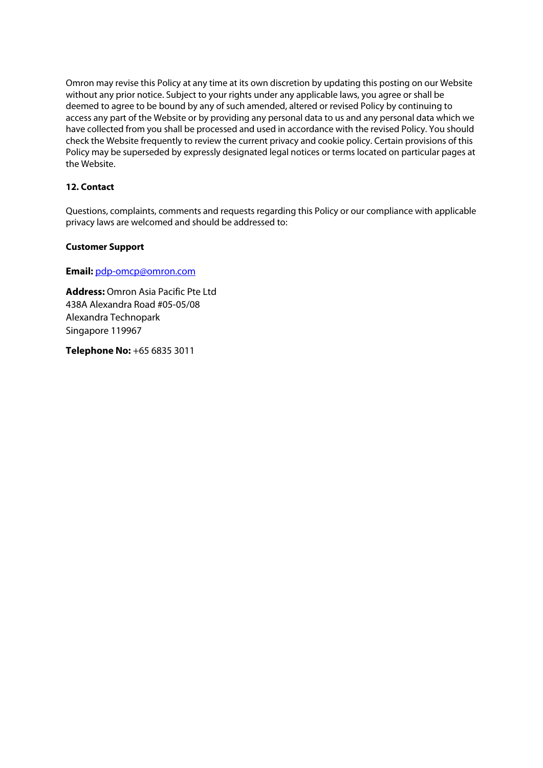Omron may revise this Policy at any time at its own discretion by updating this posting on our Website without any prior notice. Subject to your rights under any applicable laws, you agree or shall be deemed to agree to be bound by any of such amended, altered or revised Policy by continuing to access any part of the Website or by providing any personal data to us and any personal data which we have collected from you shall be processed and used in accordance with the revised Policy. You should check the Website frequently to review the current privacy and cookie policy. Certain provisions of this Policy may be superseded by expressly designated legal notices or terms located on particular pages at the Website.

## 12. Contact

Questions, complaints, comments and requests regarding this Policy or our compliance with applicable privacy laws are welcomed and should be addressed to:

**Customer Support**

**Email:** pdp-omcp@omron.com

**Address:** Omron Asia Pacific Pte Ltd
438A Alexandra Road #05-05/08
Alexandra Technopark
Singapore 119967

**Telephone No:** +65 6835 3011